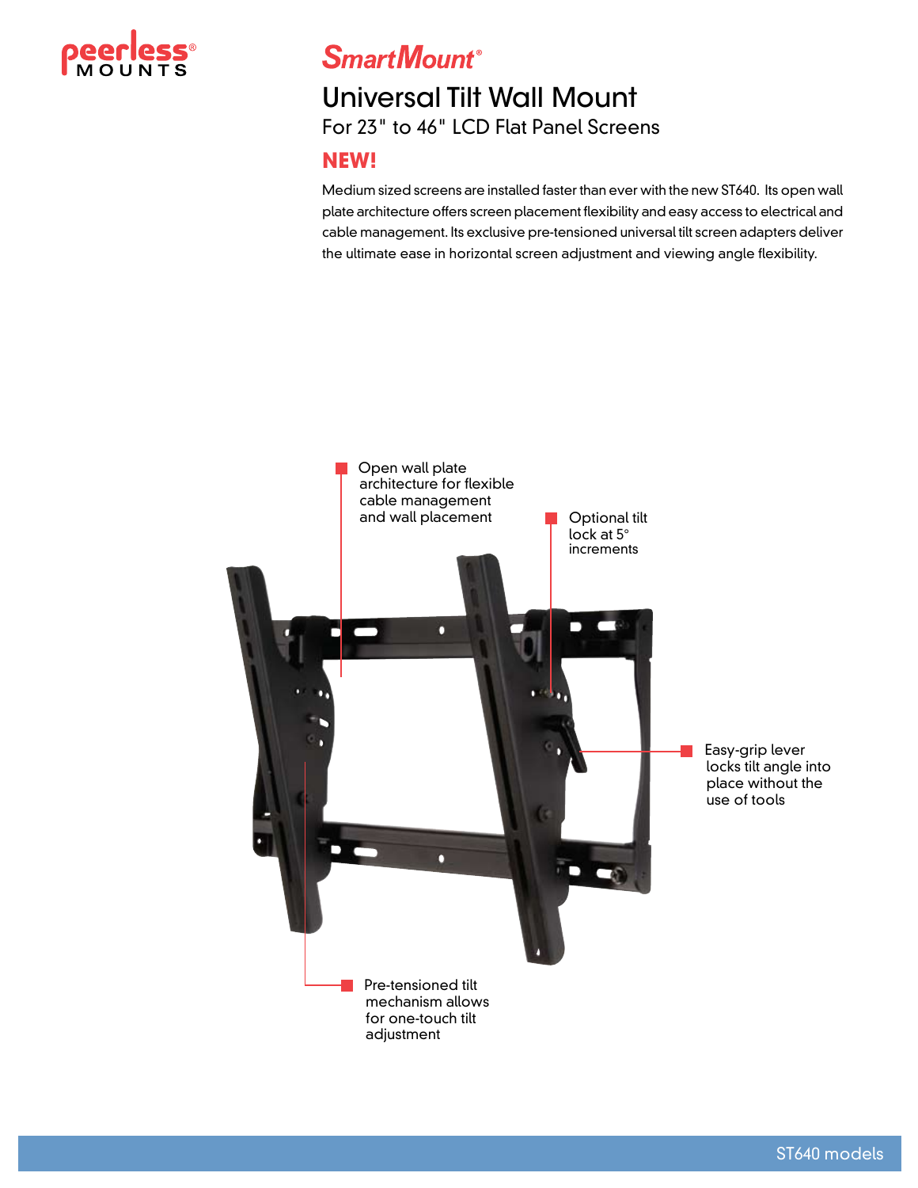peerless® MOUNTS

# SmartMount®

## Universal Tilt Wall Mount

For 23" to 46" LCD Flat Panel Screens

**NEW!**

Medium sized screens are installed faster than ever with the new ST640. Its open wall plate architecture offers screen placement flexibility and easy access to electrical and cable management. Its exclusive pre-tensioned universal tilt screen adapters deliver the ultimate ease in horizontal screen adjustment and viewing angle flexibility.

- Open wall plate architecture for flexible cable management and wall placement
- Optional tilt lock at 5° increments
- Easy-grip lever locks tilt angle into place without the use of tools
- Pre-tensioned tilt mechanism allows for one-touch tilt adjustment

ST640 models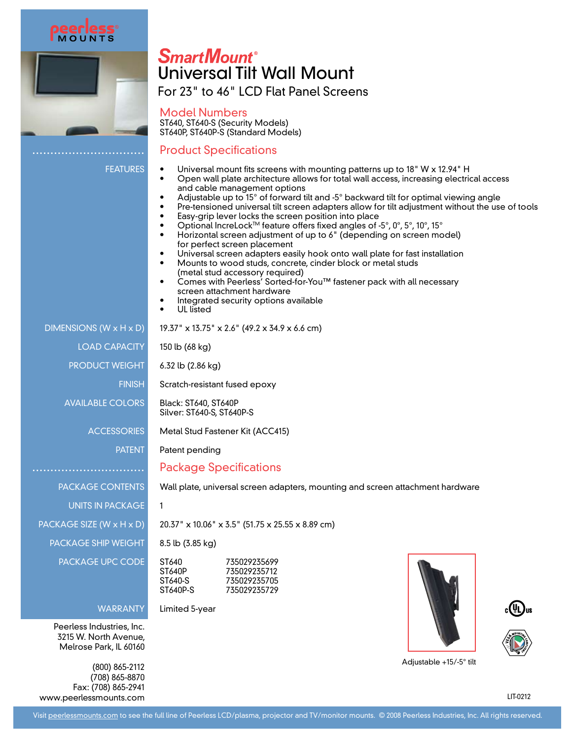peerless® MOUNTS

# SmartMount®
## Universal Tilt Wall Mount
### For 23" to 46" LCD Flat Panel Screens

## Model Numbers

ST640, ST640-S (Security Models)
ST640P, ST640P-S (Standard Models)

## Product Specifications

**FEATURES**

- Universal mount fits screens with mounting patterns up to 18" W x 12.94" H
- Open wall plate architecture allows for total wall access, increasing electrical access and cable management options
- Adjustable up to 15° of forward tilt and -5° backward tilt for optimal viewing angle
- Pre-tensioned universal tilt screen adapters allow for tilt adjustment without the use of tools
- Easy-grip lever locks the screen position into place
- Optional IncreLock™ feature offers fixed angles of -5°, 0°, 5°, 10°, 15°
- Horizontal screen adjustment of up to 6" (depending on screen model) for perfect screen placement
- Universal screen adapters easily hook onto wall plate for fast installation
- Mounts to wood studs, concrete, cinder block or metal studs (metal stud accessory required)
- Comes with Peerless' Sorted-for-You™ fastener pack with all necessary screen attachment hardware
- Integrated security options available
- UL listed

| | |
|---|---|
| DIMENSIONS (W x H x D) | 19.37" x 13.75" x 2.6" (49.2 x 34.9 x 6.6 cm) |
| LOAD CAPACITY | 150 lb (68 kg) |
| PRODUCT WEIGHT | 6.32 lb (2.86 kg) |
| FINISH | Scratch-resistant fused epoxy |
| AVAILABLE COLORS | Black: ST640, ST640P<br>Silver: ST640-S, ST640P-S |
| ACCESSORIES | Metal Stud Fastener Kit (ACC415) |
| PATENT | Patent pending |

## Package Specifications

| | |
|---|---|
| PACKAGE CONTENTS | Wall plate, universal screen adapters, mounting and screen attachment hardware |
| UNITS IN PACKAGE | 1 |
| PACKAGE SIZE (W x H x D) | 20.37" x 10.06" x 3.5" (51.75 x 25.55 x 8.89 cm) |
| PACKAGE SHIP WEIGHT | 8.5 lb (3.85 kg) |
| PACKAGE UPC CODE | ST640 735029235699<br>ST640P 735029235712<br>ST640-S 735029235705<br>ST640P-S 735029235729 |
| WARRANTY | Limited 5-year |

Adjustable +15/-5° tilt

Peerless Industries, Inc.
3215 W. North Avenue,
Melrose Park, IL 60160

(800) 865-2112
(708) 865-8870
Fax: (708) 865-2941
www.peerlessmounts.com

LIT-0212

Visit peerlessmounts.com to see the full line of Peerless LCD/plasma, projector and TV/monitor mounts. © 2008 Peerless Industries, Inc. All rights reserved.